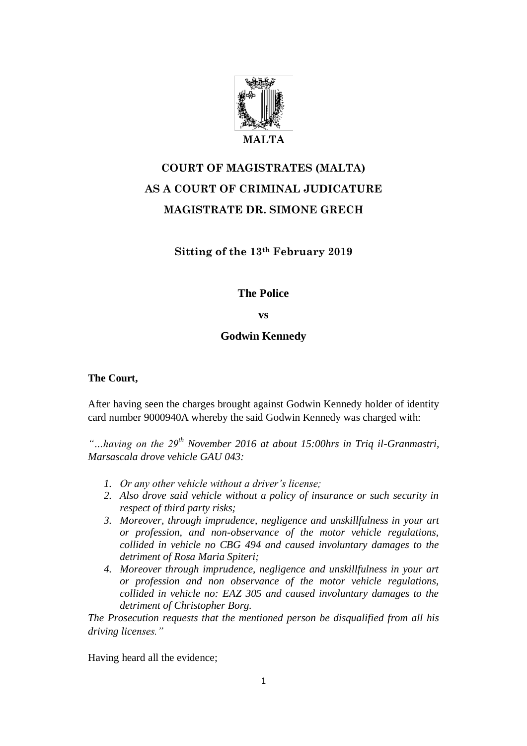**MALTA**

# COURT OF MAGISTRATES (MALTA)
# AS A COURT OF CRIMINAL JUDICATURE
# MAGISTRATE DR. SIMONE GRECH

**Sitting of the 13th February 2019**

**The Police**

**vs**

**Godwin Kennedy**

**The Court,**

After having seen the charges brought against Godwin Kennedy holder of identity card number 9000940A whereby the said Godwin Kennedy was charged with:

*"…having on the 29th November 2016 at about 15:00hrs in Triq il-Granmastri, Marsascala drove vehicle GAU 043:*

1. *Or any other vehicle without a driver's license;*
2. *Also drove said vehicle without a policy of insurance or such security in respect of third party risks;*
3. *Moreover, through imprudence, negligence and unskillfulness in your art or profession, and non-observance of the motor vehicle regulations, collided in vehicle no CBG 494 and caused involuntary damages to the detriment of Rosa Maria Spiteri;*
4. *Moreover through imprudence, negligence and unskillfulness in your art or profession and non observance of the motor vehicle regulations, collided in vehicle no: EAZ 305 and caused involuntary damages to the detriment of Christopher Borg.*

*The Prosecution requests that the mentioned person be disqualified from all his driving licenses."*

Having heard all the evidence;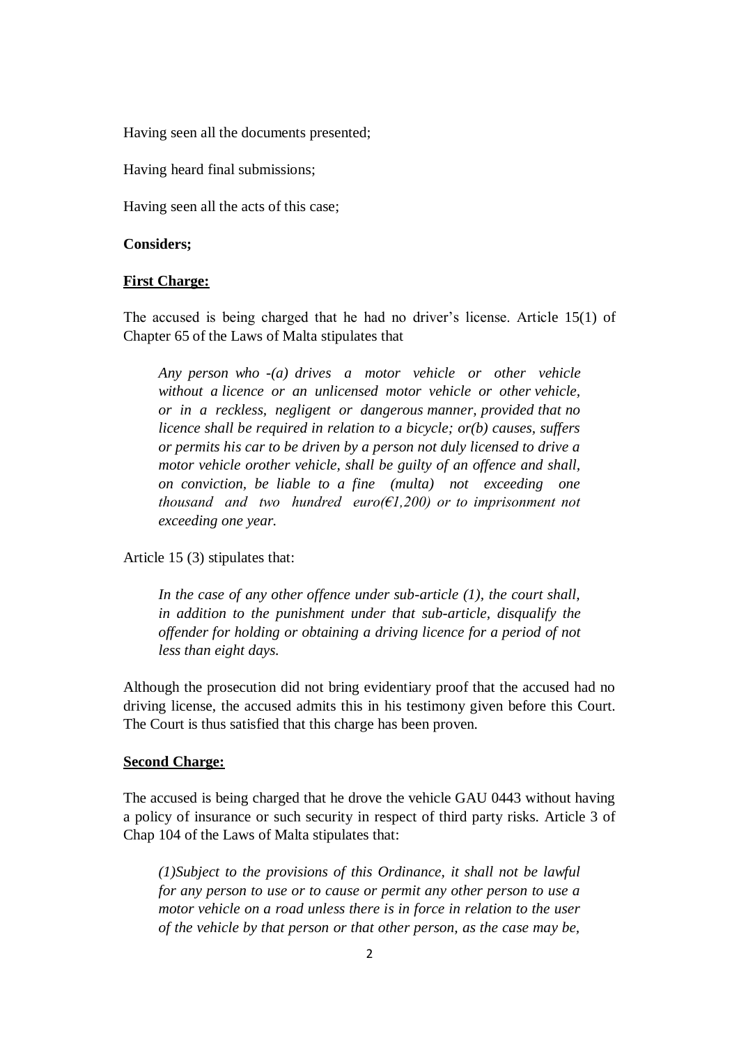Having seen all the documents presented;

Having heard final submissions;

Having seen all the acts of this case;

**Considers;**

**First Charge:**

The accused is being charged that he had no driver's license. Article 15(1) of Chapter 65 of the Laws of Malta stipulates that

> *Any person who -(a) drives a motor vehicle or other vehicle without a licence or an unlicensed motor vehicle or other vehicle, or in a reckless, negligent or dangerous manner, provided that no licence shall be required in relation to a bicycle; or(b) causes, suffers or permits his car to be driven by a person not duly licensed to drive a motor vehicle orother vehicle, shall be guilty of an offence and shall, on conviction, be liable to a fine (multa) not exceeding one thousand and two hundred euro(€1,200) or to imprisonment not exceeding one year.*

Article 15 (3) stipulates that:

> *In the case of any other offence under sub-article (1), the court shall, in addition to the punishment under that sub-article, disqualify the offender for holding or obtaining a driving licence for a period of not less than eight days.*

Although the prosecution did not bring evidentiary proof that the accused had no driving license, the accused admits this in his testimony given before this Court. The Court is thus satisfied that this charge has been proven.

**Second Charge:**

The accused is being charged that he drove the vehicle GAU 0443 without having a policy of insurance or such security in respect of third party risks. Article 3 of Chap 104 of the Laws of Malta stipulates that:

> *(1)Subject to the provisions of this Ordinance, it shall not be lawful for any person to use or to cause or permit any other person to use a motor vehicle on a road unless there is in force in relation to the user of the vehicle by that person or that other person, as the case may be,*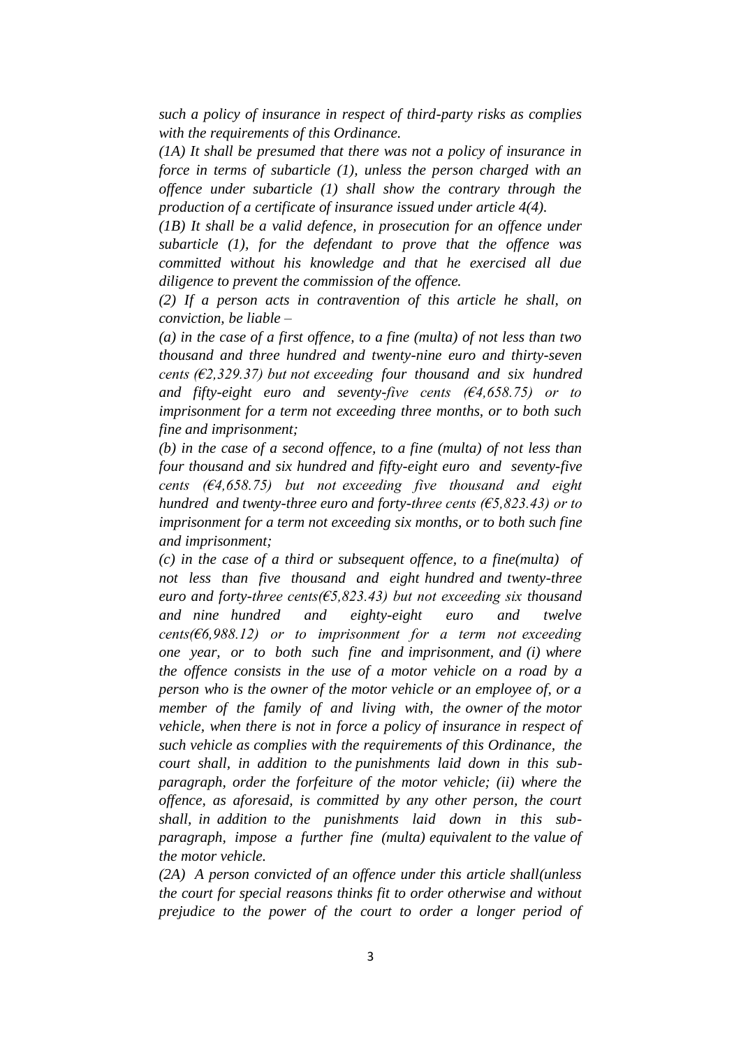*such a policy of insurance in respect of third-party risks as complies with the requirements of this Ordinance.*

*(1A) It shall be presumed that there was not a policy of insurance in force in terms of subarticle (1), unless the person charged with an offence under subarticle (1) shall show the contrary through the production of a certificate of insurance issued under article 4(4).*

*(1B) It shall be a valid defence, in prosecution for an offence under subarticle (1), for the defendant to prove that the offence was committed without his knowledge and that he exercised all due diligence to prevent the commission of the offence.*

*(2) If a person acts in contravention of this article he shall, on conviction, be liable –*

*(a) in the case of a first offence, to a fine (multa) of not less than two thousand and three hundred and twenty-nine euro and thirty-seven cents (€2,329.37) but not exceeding four thousand and six hundred and fifty-eight euro and seventy-five cents (€4,658.75) or to imprisonment for a term not exceeding three months, or to both such fine and imprisonment;*

*(b) in the case of a second offence, to a fine (multa) of not less than four thousand and six hundred and fifty-eight euro and seventy-five cents (€4,658.75) but not exceeding five thousand and eight hundred and twenty-three euro and forty-three cents (€5,823.43) or to imprisonment for a term not exceeding six months, or to both such fine and imprisonment;*

*(c) in the case of a third or subsequent offence, to a fine(multa) of not less than five thousand and eight hundred and twenty-three euro and forty-three cents(€5,823.43) but not exceeding six thousand and nine hundred and eighty-eight euro and twelve cents(€6,988.12) or to imprisonment for a term not exceeding one year, or to both such fine and imprisonment, and (i) where the offence consists in the use of a motor vehicle on a road by a person who is the owner of the motor vehicle or an employee of, or a member of the family of and living with, the owner of the motor vehicle, when there is not in force a policy of insurance in respect of such vehicle as complies with the requirements of this Ordinance, the court shall, in addition to the punishments laid down in this sub-paragraph, order the forfeiture of the motor vehicle; (ii) where the offence, as aforesaid, is committed by any other person, the court shall, in addition to the punishments laid down in this sub-paragraph, impose a further fine (multa) equivalent to the value of the motor vehicle.*

*(2A) A person convicted of an offence under this article shall(unless the court for special reasons thinks fit to order otherwise and without prejudice to the power of the court to order a longer period of*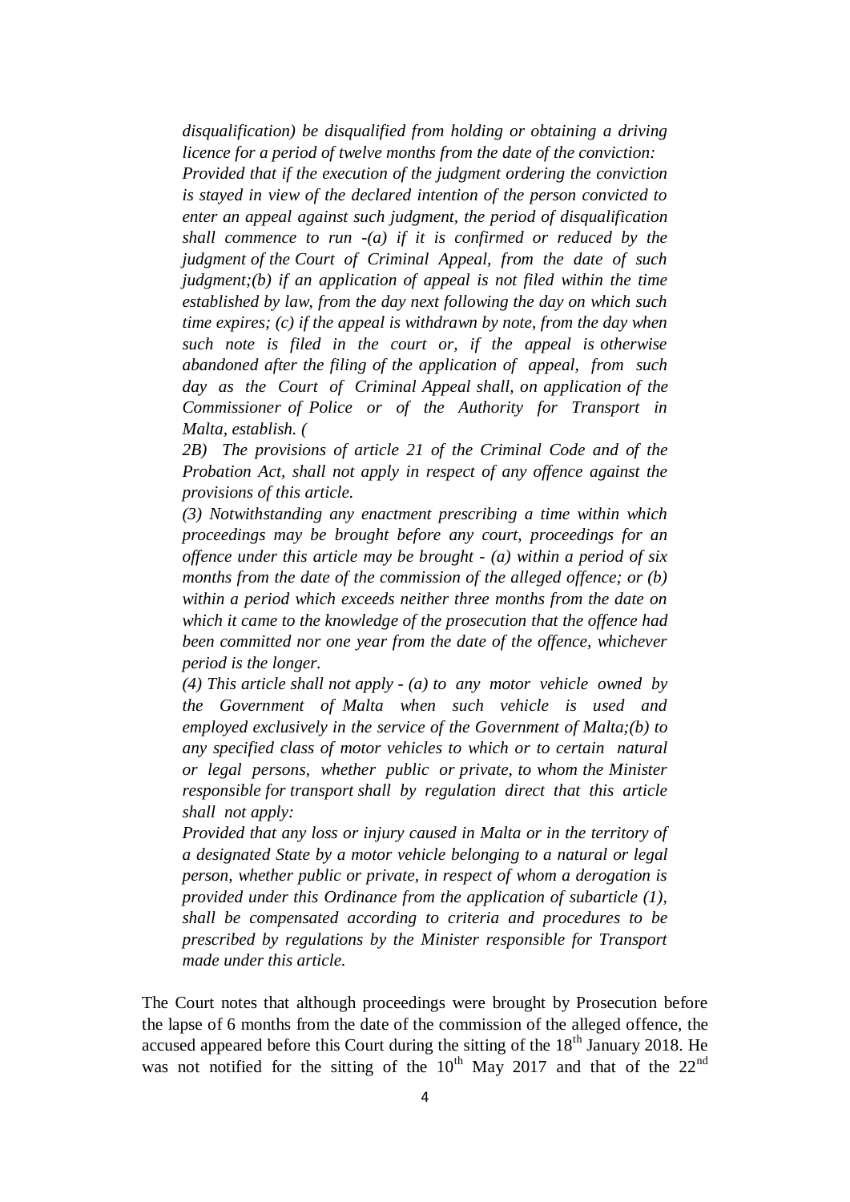*disqualification) be disqualified from holding or obtaining a driving licence for a period of twelve months from the date of the conviction: Provided that if the execution of the judgment ordering the conviction is stayed in view of the declared intention of the person convicted to enter an appeal against such judgment, the period of disqualification shall commence to run -(a) if it is confirmed or reduced by the judgment of the Court of Criminal Appeal, from the date of such judgment;(b) if an application of appeal is not filed within the time established by law, from the day next following the day on which such time expires; (c) if the appeal is withdrawn by note, from the day when such note is filed in the court or, if the appeal is otherwise abandoned after the filing of the application of appeal, from such day as the Court of Criminal Appeal shall, on application of the Commissioner of Police or of the Authority for Transport in Malta, establish. (*

*2B) The provisions of article 21 of the Criminal Code and of the Probation Act, shall not apply in respect of any offence against the provisions of this article.*

*(3) Notwithstanding any enactment prescribing a time within which proceedings may be brought before any court, proceedings for an offence under this article may be brought - (a) within a period of six months from the date of the commission of the alleged offence; or (b) within a period which exceeds neither three months from the date on which it came to the knowledge of the prosecution that the offence had been committed nor one year from the date of the offence, whichever period is the longer.*

*(4) This article shall not apply - (a) to any motor vehicle owned by the Government of Malta when such vehicle is used and employed exclusively in the service of the Government of Malta;(b) to any specified class of motor vehicles to which or to certain natural or legal persons, whether public or private, to whom the Minister responsible for transport shall by regulation direct that this article shall not apply:*

*Provided that any loss or injury caused in Malta or in the territory of a designated State by a motor vehicle belonging to a natural or legal person, whether public or private, in respect of whom a derogation is provided under this Ordinance from the application of subarticle (1), shall be compensated according to criteria and procedures to be prescribed by regulations by the Minister responsible for Transport made under this article.*

The Court notes that although proceedings were brought by Prosecution before the lapse of 6 months from the date of the commission of the alleged offence, the accused appeared before this Court during the sitting of the 18th January 2018. He was not notified for the sitting of the 10th May 2017 and that of the 22nd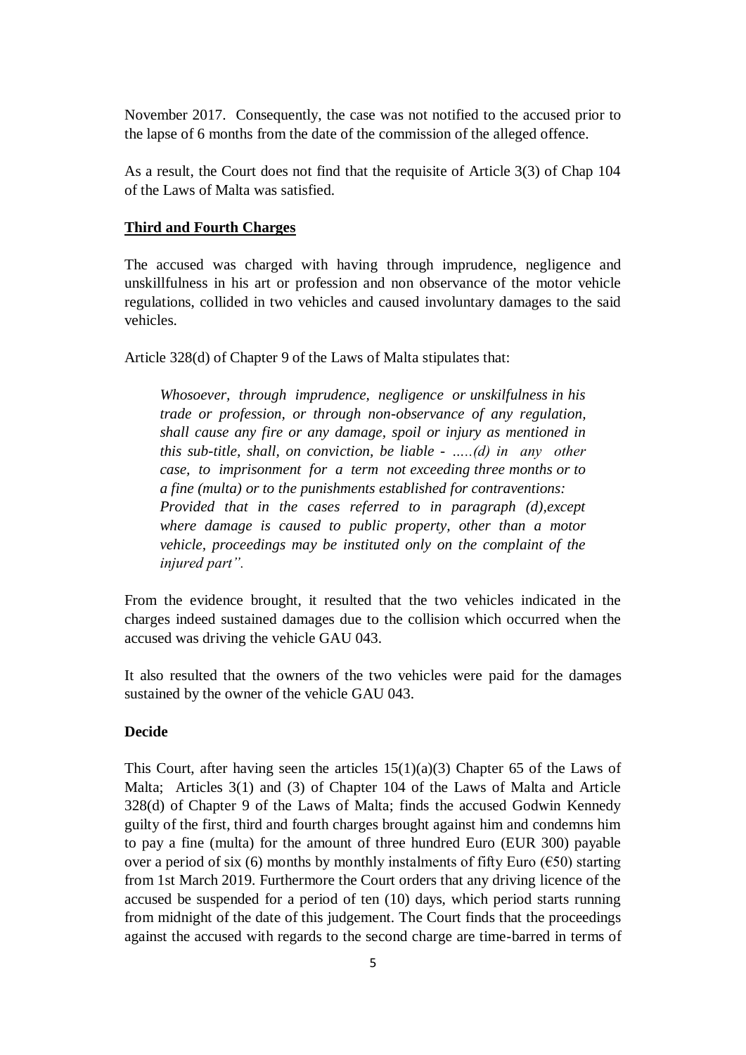November 2017. Consequently, the case was not notified to the accused prior to the lapse of 6 months from the date of the commission of the alleged offence.

As a result, the Court does not find that the requisite of Article 3(3) of Chap 104 of the Laws of Malta was satisfied.

**<u>Third and Fourth Charges</u>**

The accused was charged with having through imprudence, negligence and unskillfulness in his art or profession and non observance of the motor vehicle regulations, collided in two vehicles and caused involuntary damages to the said vehicles.

Article 328(d) of Chapter 9 of the Laws of Malta stipulates that:

> *Whosoever, through imprudence, negligence or unskilfulness in his trade or profession, or through non-observance of any regulation, shall cause any fire or any damage, spoil or injury as mentioned in this sub-title, shall, on conviction, be liable - …..(d) in any other case, to imprisonment for a term not exceeding three months or to a fine (multa) or to the punishments established for contraventions:*
> *Provided that in the cases referred to in paragraph (d),except where damage is caused to public property, other than a motor vehicle, proceedings may be instituted only on the complaint of the injured part".*

From the evidence brought, it resulted that the two vehicles indicated in the charges indeed sustained damages due to the collision which occurred when the accused was driving the vehicle GAU 043.

It also resulted that the owners of the two vehicles were paid for the damages sustained by the owner of the vehicle GAU 043.

**Decide**

This Court, after having seen the articles 15(1)(a)(3) Chapter 65 of the Laws of Malta; Articles 3(1) and (3) of Chapter 104 of the Laws of Malta and Article 328(d) of Chapter 9 of the Laws of Malta; finds the accused Godwin Kennedy guilty of the first, third and fourth charges brought against him and condemns him to pay a fine (multa) for the amount of three hundred Euro (EUR 300) payable over a period of six (6) months by monthly instalments of fifty Euro (€50) starting from 1st March 2019. Furthermore the Court orders that any driving licence of the accused be suspended for a period of ten (10) days, which period starts running from midnight of the date of this judgement. The Court finds that the proceedings against the accused with regards to the second charge are time-barred in terms of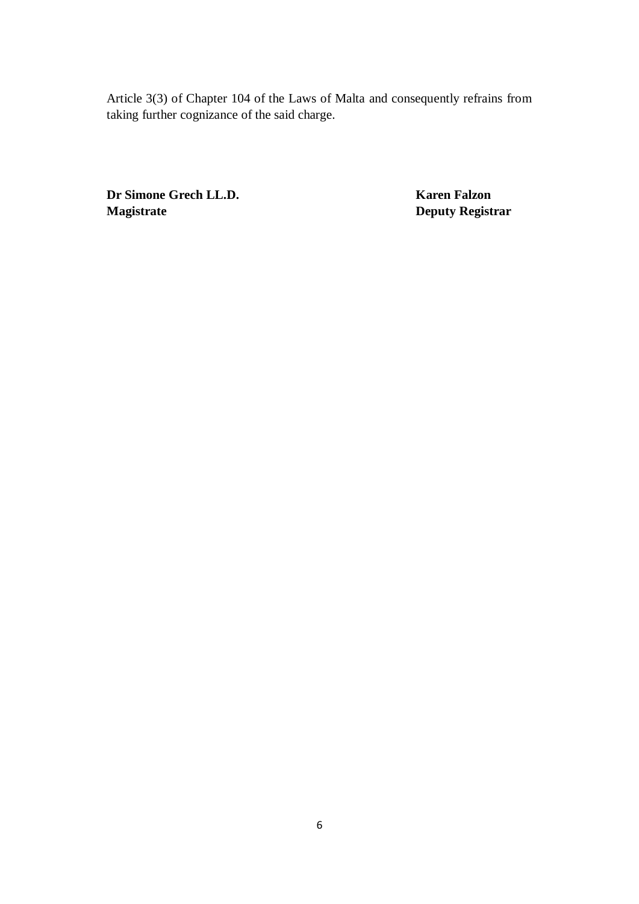Article 3(3) of Chapter 104 of the Laws of Malta and consequently refrains from taking further cognizance of the said charge.

| | |
|---|---|
| **Dr Simone Grech LL.D.** | **Karen Falzon** |
| **Magistrate** | **Deputy Registrar** |